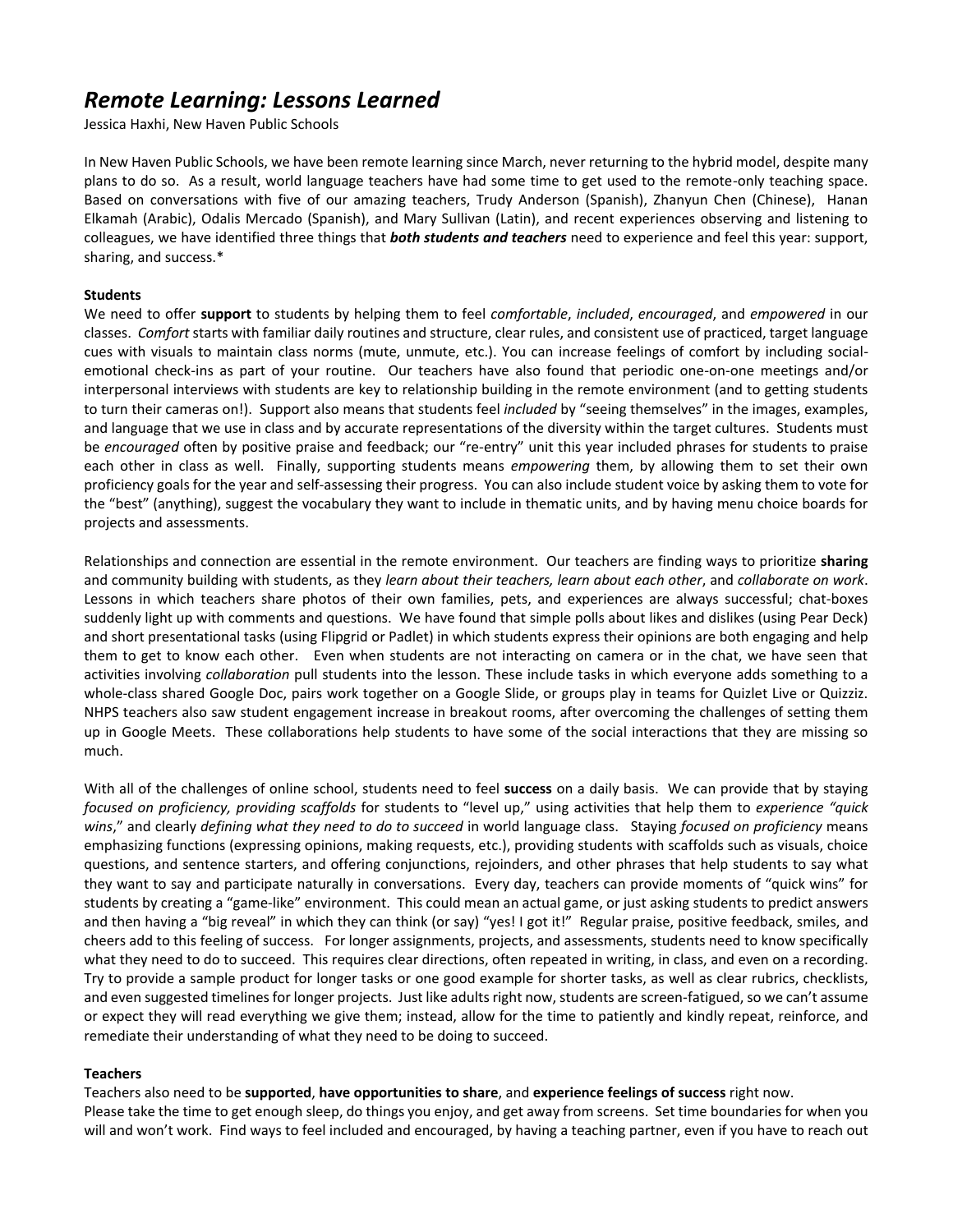# *Remote Learning: Lessons Learned*

Jessica Haxhi, New Haven Public Schools

In New Haven Public Schools, we have been remote learning since March, never returning to the hybrid model, despite many plans to do so. As a result, world language teachers have had some time to get used to the remote-only teaching space. Based on conversations with five of our amazing teachers, Trudy Anderson (Spanish), Zhanyun Chen (Chinese), Hanan Elkamah (Arabic), Odalis Mercado (Spanish), and Mary Sullivan (Latin), and recent experiences observing and listening to colleagues, we have identified three things that ***both students and teachers*** need to experience and feel this year: support, sharing, and success.*

**Students**

We need to offer **support** to students by helping them to feel *comfortable*, *included*, *encouraged*, and *empowered* in our classes. *Comfort* starts with familiar daily routines and structure, clear rules, and consistent use of practiced, target language cues with visuals to maintain class norms (mute, unmute, etc.). You can increase feelings of comfort by including social-emotional check-ins as part of your routine. Our teachers have also found that periodic one-on-one meetings and/or interpersonal interviews with students are key to relationship building in the remote environment (and to getting students to turn their cameras on!). Support also means that students feel *included* by "seeing themselves" in the images, examples, and language that we use in class and by accurate representations of the diversity within the target cultures. Students must be *encouraged* often by positive praise and feedback; our "re-entry" unit this year included phrases for students to praise each other in class as well. Finally, supporting students means *empowering* them, by allowing them to set their own proficiency goals for the year and self-assessing their progress. You can also include student voice by asking them to vote for the "best" (anything), suggest the vocabulary they want to include in thematic units, and by having menu choice boards for projects and assessments.

Relationships and connection are essential in the remote environment. Our teachers are finding ways to prioritize **sharing** and community building with students, as they *learn about their teachers, learn about each other*, and *collaborate on work*. Lessons in which teachers share photos of their own families, pets, and experiences are always successful; chat-boxes suddenly light up with comments and questions. We have found that simple polls about likes and dislikes (using Pear Deck) and short presentational tasks (using Flipgrid or Padlet) in which students express their opinions are both engaging and help them to get to know each other. Even when students are not interacting on camera or in the chat, we have seen that activities involving *collaboration* pull students into the lesson. These include tasks in which everyone adds something to a whole-class shared Google Doc, pairs work together on a Google Slide, or groups play in teams for Quizlet Live or Quizziz. NHPS teachers also saw student engagement increase in breakout rooms, after overcoming the challenges of setting them up in Google Meets. These collaborations help students to have some of the social interactions that they are missing so much.

With all of the challenges of online school, students need to feel **success** on a daily basis. We can provide that by staying *focused on proficiency, providing scaffolds* for students to "level up," using activities that help them to *experience "quick wins*," and clearly *defining what they need to do to succeed* in world language class. Staying *focused on proficiency* means emphasizing functions (expressing opinions, making requests, etc.), providing students with scaffolds such as visuals, choice questions, and sentence starters, and offering conjunctions, rejoinders, and other phrases that help students to say what they want to say and participate naturally in conversations. Every day, teachers can provide moments of "quick wins" for students by creating a "game-like" environment. This could mean an actual game, or just asking students to predict answers and then having a "big reveal" in which they can think (or say) "yes! I got it!" Regular praise, positive feedback, smiles, and cheers add to this feeling of success. For longer assignments, projects, and assessments, students need to know specifically what they need to do to succeed. This requires clear directions, often repeated in writing, in class, and even on a recording. Try to provide a sample product for longer tasks or one good example for shorter tasks, as well as clear rubrics, checklists, and even suggested timelines for longer projects. Just like adults right now, students are screen-fatigued, so we can't assume or expect they will read everything we give them; instead, allow for the time to patiently and kindly repeat, reinforce, and remediate their understanding of what they need to be doing to succeed.

**Teachers**

Teachers also need to be **supported**, **have opportunities to share**, and **experience feelings of success** right now.

Please take the time to get enough sleep, do things you enjoy, and get away from screens. Set time boundaries for when you will and won't work. Find ways to feel included and encouraged, by having a teaching partner, even if you have to reach out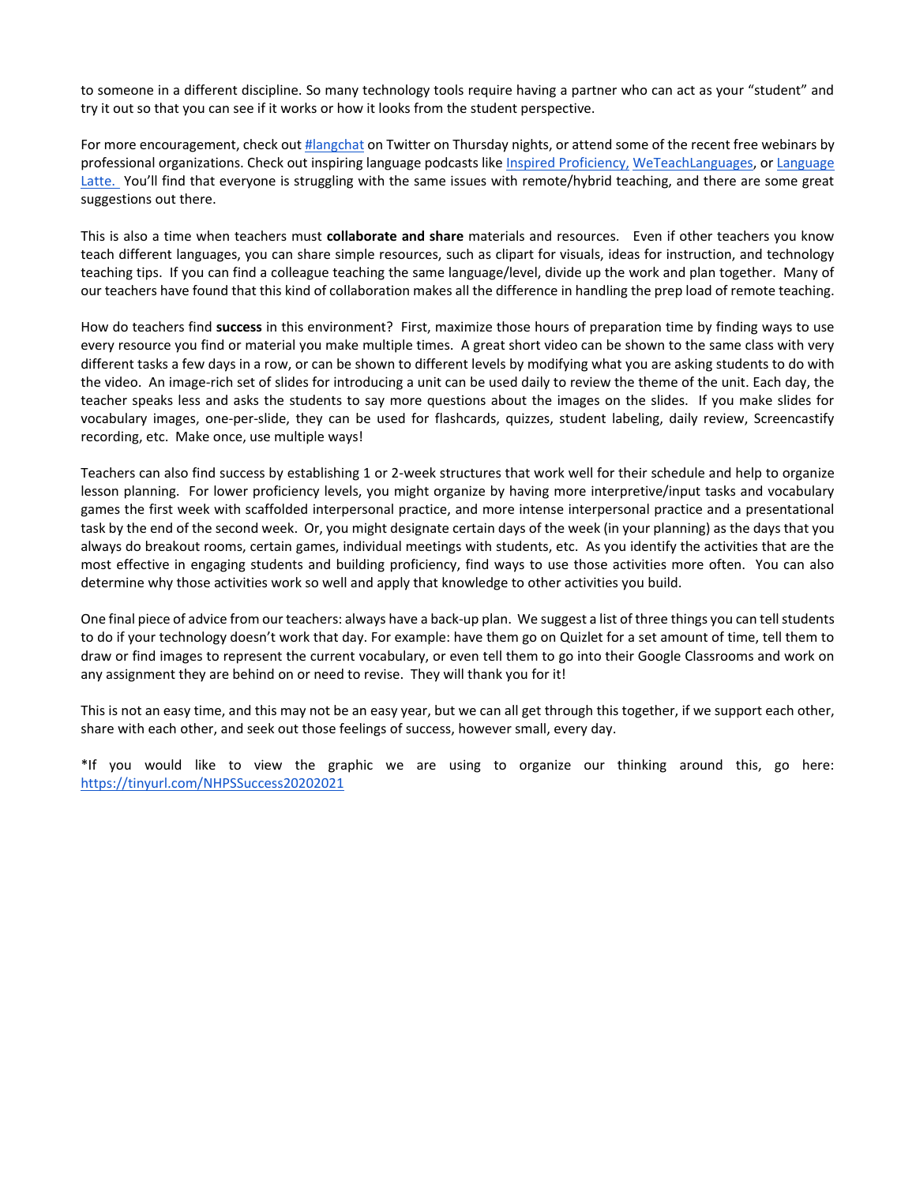to someone in a different discipline. So many technology tools require having a partner who can act as your "student" and try it out so that you can see if it works or how it looks from the student perspective.

For more encouragement, check out [#langchat](#) on Twitter on Thursday nights, or attend some of the recent free webinars by professional organizations. Check out inspiring language podcasts like [Inspired Proficiency,](#) [WeTeachLanguages](#), or [Language Latte.](#) You'll find that everyone is struggling with the same issues with remote/hybrid teaching, and there are some great suggestions out there.

This is also a time when teachers must **collaborate and share** materials and resources. Even if other teachers you know teach different languages, you can share simple resources, such as clipart for visuals, ideas for instruction, and technology teaching tips. If you can find a colleague teaching the same language/level, divide up the work and plan together. Many of our teachers have found that this kind of collaboration makes all the difference in handling the prep load of remote teaching.

How do teachers find **success** in this environment? First, maximize those hours of preparation time by finding ways to use every resource you find or material you make multiple times. A great short video can be shown to the same class with very different tasks a few days in a row, or can be shown to different levels by modifying what you are asking students to do with the video. An image-rich set of slides for introducing a unit can be used daily to review the theme of the unit. Each day, the teacher speaks less and asks the students to say more questions about the images on the slides. If you make slides for vocabulary images, one-per-slide, they can be used for flashcards, quizzes, student labeling, daily review, Screencastify recording, etc. Make once, use multiple ways!

Teachers can also find success by establishing 1 or 2-week structures that work well for their schedule and help to organize lesson planning. For lower proficiency levels, you might organize by having more interpretive/input tasks and vocabulary games the first week with scaffolded interpersonal practice, and more intense interpersonal practice and a presentational task by the end of the second week. Or, you might designate certain days of the week (in your planning) as the days that you always do breakout rooms, certain games, individual meetings with students, etc. As you identify the activities that are the most effective in engaging students and building proficiency, find ways to use those activities more often. You can also determine why those activities work so well and apply that knowledge to other activities you build.

One final piece of advice from our teachers: always have a back-up plan. We suggest a list of three things you can tell students to do if your technology doesn't work that day. For example: have them go on Quizlet for a set amount of time, tell them to draw or find images to represent the current vocabulary, or even tell them to go into their Google Classrooms and work on any assignment they are behind on or need to revise. They will thank you for it!

This is not an easy time, and this may not be an easy year, but we can all get through this together, if we support each other, share with each other, and seek out those feelings of success, however small, every day.

*If you would like to view the graphic we are using to organize our thinking around this, go here: [https://tinyurl.com/NHPSSuccess20202021](https://tinyurl.com/NHPSSuccess20202021)